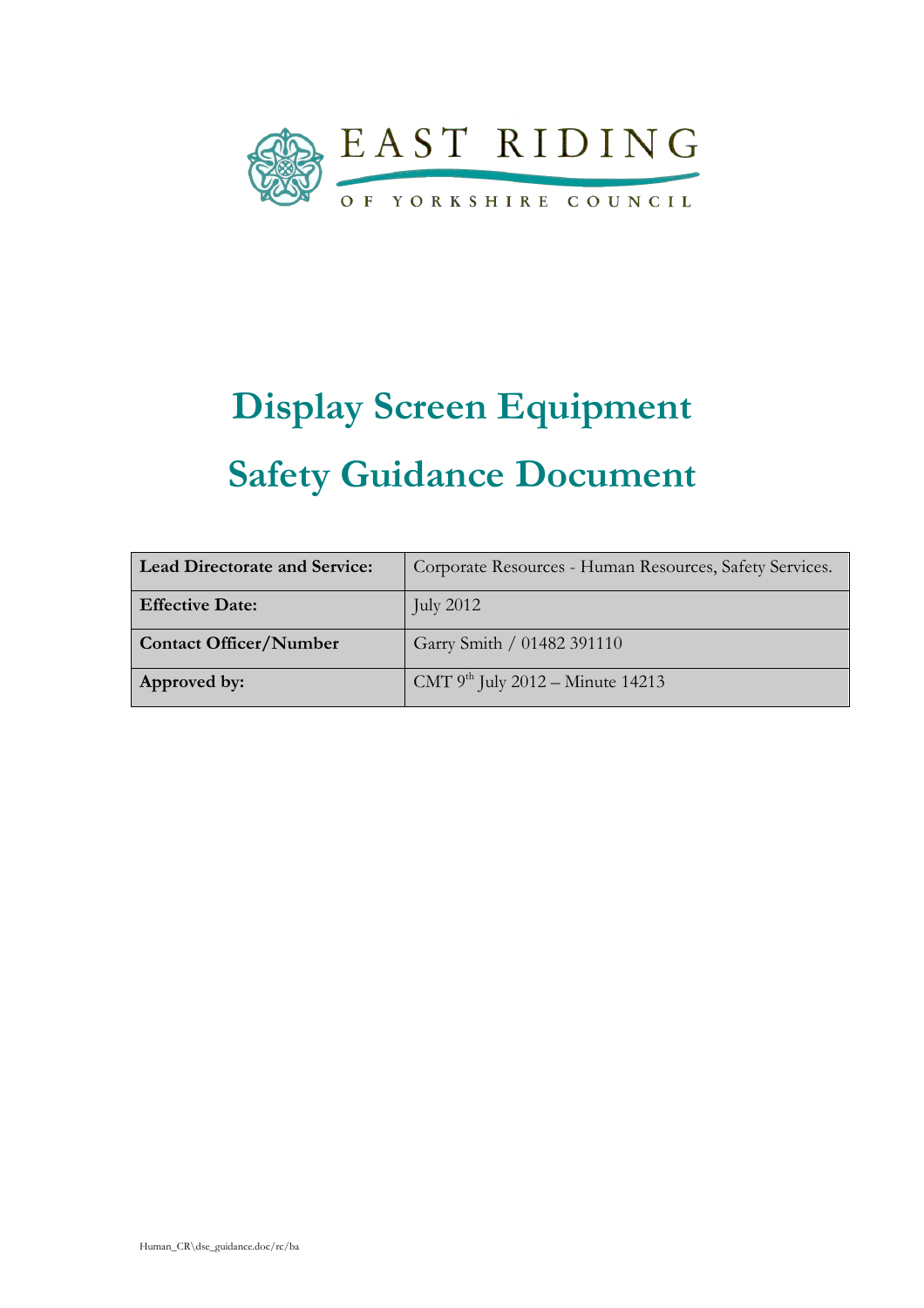EAST RIDING

OF YORKSHIRE COUNCIL

# Display Screen Equipment

# Safety Guidance Document

| **Lead Directorate and Service:** | Corporate Resources - Human Resources, Safety Services. |
|---|---|
| **Effective Date:** | July 2012 |
| **Contact Officer/Number** | Garry Smith / 01482 391110 |
| **Approved by:** | CMT 9th July 2012 – Minute 14213 |

Human_CR\dse_guidance.doc/rc/ba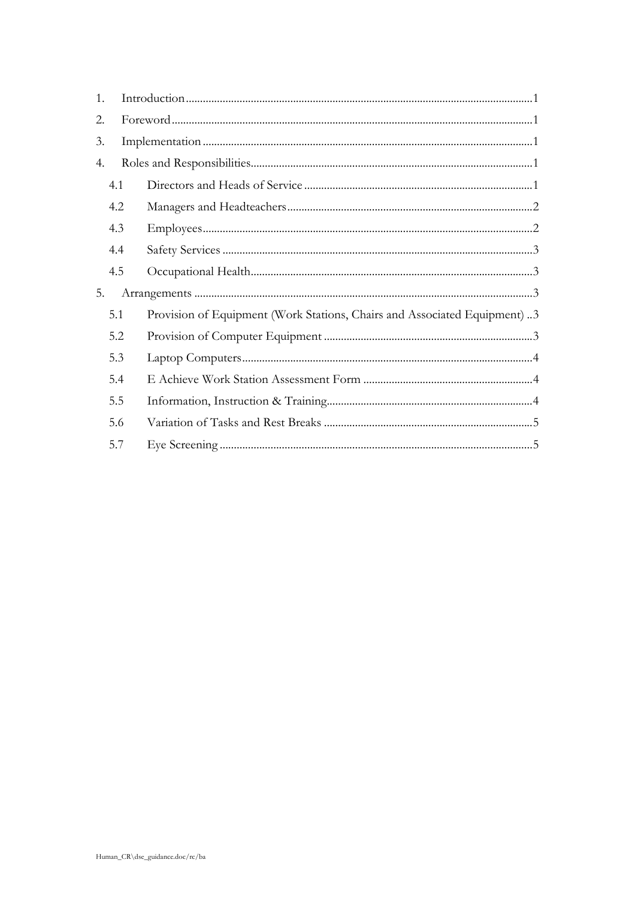1. Introduction.........................................................................................................1
2. Foreword..............................................................................................................1
3. Implementation....................................................................................................1
4. Roles and Responsibilities...................................................................................1
   - 4.1 Directors and Heads of Service ...............................................................1
   - 4.2 Managers and Headteachers.....................................................................2
   - 4.3 Employees..................................................................................................2
   - 4.4 Safety Services ...........................................................................................3
   - 4.5 Occupational Health..................................................................................3
5. Arrangements ......................................................................................................3
   - 5.1 Provision of Equipment (Work Stations, Chairs and Associated Equipment) ..3
   - 5.2 Provision of Computer Equipment ..........................................................3
   - 5.3 Laptop Computers.....................................................................................4
   - 5.4 E Achieve Work Station Assessment Form ............................................4
   - 5.5 Information, Instruction & Training........................................................4
   - 5.6 Variation of Tasks and Rest Breaks .........................................................5
   - 5.7 Eye Screening .............................................................................................5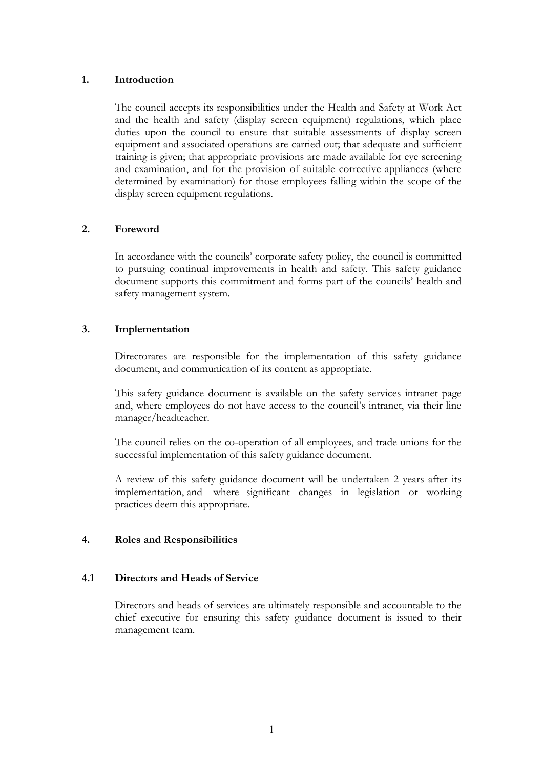## 1. Introduction

The council accepts its responsibilities under the Health and Safety at Work Act and the health and safety (display screen equipment) regulations, which place duties upon the council to ensure that suitable assessments of display screen equipment and associated operations are carried out; that adequate and sufficient training is given; that appropriate provisions are made available for eye screening and examination, and for the provision of suitable corrective appliances (where determined by examination) for those employees falling within the scope of the display screen equipment regulations.

## 2. Foreword

In accordance with the councils' corporate safety policy, the council is committed to pursuing continual improvements in health and safety. This safety guidance document supports this commitment and forms part of the councils' health and safety management system.

## 3. Implementation

Directorates are responsible for the implementation of this safety guidance document, and communication of its content as appropriate.

This safety guidance document is available on the safety services intranet page and, where employees do not have access to the council's intranet, via their line manager/headteacher.

The council relies on the co-operation of all employees, and trade unions for the successful implementation of this safety guidance document.

A review of this safety guidance document will be undertaken 2 years after its implementation, and where significant changes in legislation or working practices deem this appropriate.

## 4. Roles and Responsibilities

### 4.1 Directors and Heads of Service

Directors and heads of services are ultimately responsible and accountable to the chief executive for ensuring this safety guidance document is issued to their management team.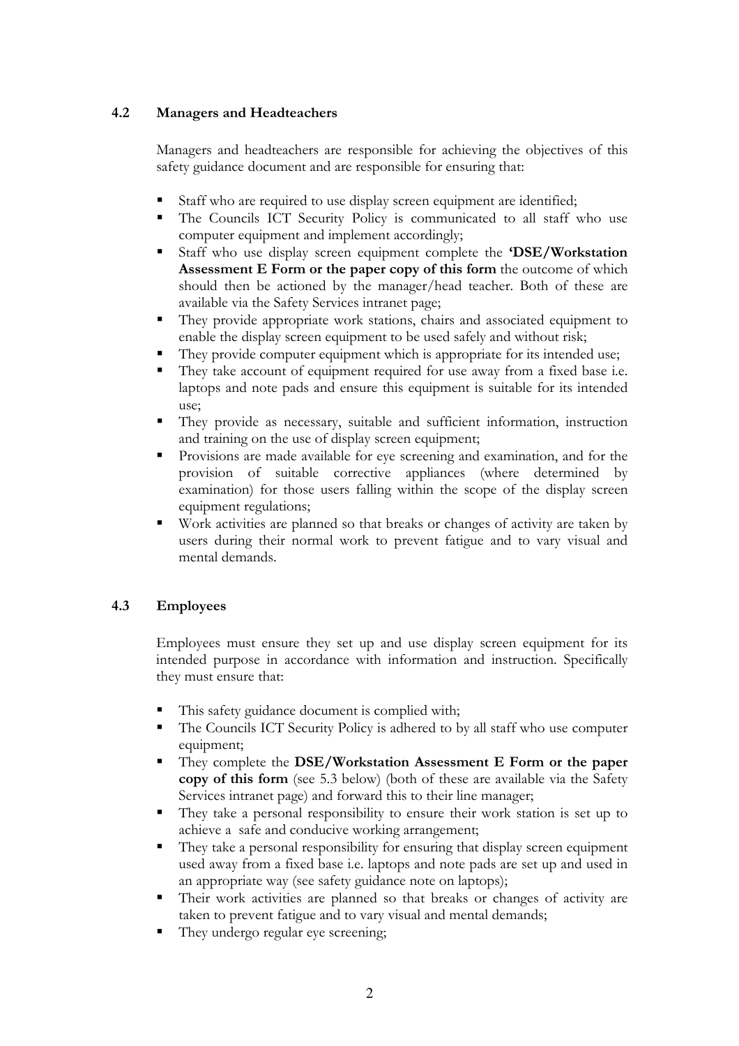### 4.2 Managers and Headteachers

Managers and headteachers are responsible for achieving the objectives of this safety guidance document and are responsible for ensuring that:

- Staff who are required to use display screen equipment are identified;
- The Councils ICT Security Policy is communicated to all staff who use computer equipment and implement accordingly;
- Staff who use display screen equipment complete the **'DSE/Workstation Assessment E Form or the paper copy of this form** the outcome of which should then be actioned by the manager/head teacher. Both of these are available via the Safety Services intranet page;
- They provide appropriate work stations, chairs and associated equipment to enable the display screen equipment to be used safely and without risk;
- They provide computer equipment which is appropriate for its intended use;
- They take account of equipment required for use away from a fixed base i.e. laptops and note pads and ensure this equipment is suitable for its intended use;
- They provide as necessary, suitable and sufficient information, instruction and training on the use of display screen equipment;
- Provisions are made available for eye screening and examination, and for the provision of suitable corrective appliances (where determined by examination) for those users falling within the scope of the display screen equipment regulations;
- Work activities are planned so that breaks or changes of activity are taken by users during their normal work to prevent fatigue and to vary visual and mental demands.

### 4.3 Employees

Employees must ensure they set up and use display screen equipment for its intended purpose in accordance with information and instruction. Specifically they must ensure that:

- This safety guidance document is complied with;
- The Councils ICT Security Policy is adhered to by all staff who use computer equipment;
- They complete the **DSE/Workstation Assessment E Form or the paper copy of this form** (see 5.3 below) (both of these are available via the Safety Services intranet page) and forward this to their line manager;
- They take a personal responsibility to ensure their work station is set up to achieve a safe and conducive working arrangement;
- They take a personal responsibility for ensuring that display screen equipment used away from a fixed base i.e. laptops and note pads are set up and used in an appropriate way (see safety guidance note on laptops);
- Their work activities are planned so that breaks or changes of activity are taken to prevent fatigue and to vary visual and mental demands;
- They undergo regular eye screening;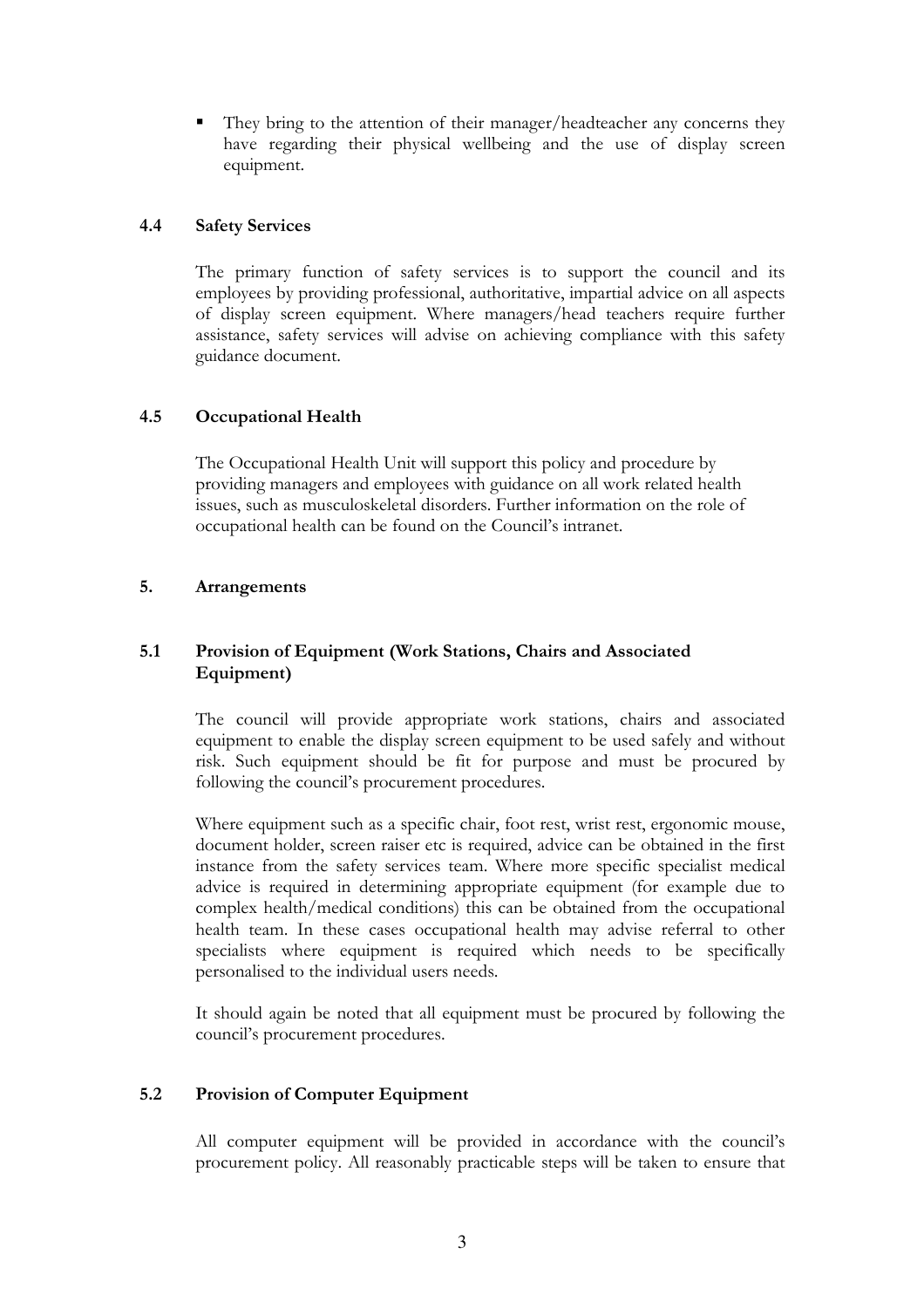- They bring to the attention of their manager/headteacher any concerns they have regarding their physical wellbeing and the use of display screen equipment.

### 4.4 Safety Services

The primary function of safety services is to support the council and its employees by providing professional, authoritative, impartial advice on all aspects of display screen equipment. Where managers/head teachers require further assistance, safety services will advise on achieving compliance with this safety guidance document.

### 4.5 Occupational Health

The Occupational Health Unit will support this policy and procedure by providing managers and employees with guidance on all work related health issues, such as musculoskeletal disorders. Further information on the role of occupational health can be found on the Council's intranet.

## 5. Arrangements

### 5.1 Provision of Equipment (Work Stations, Chairs and Associated Equipment)

The council will provide appropriate work stations, chairs and associated equipment to enable the display screen equipment to be used safely and without risk. Such equipment should be fit for purpose and must be procured by following the council's procurement procedures.

Where equipment such as a specific chair, foot rest, wrist rest, ergonomic mouse, document holder, screen raiser etc is required, advice can be obtained in the first instance from the safety services team. Where more specific specialist medical advice is required in determining appropriate equipment (for example due to complex health/medical conditions) this can be obtained from the occupational health team. In these cases occupational health may advise referral to other specialists where equipment is required which needs to be specifically personalised to the individual users needs.

It should again be noted that all equipment must be procured by following the council's procurement procedures.

### 5.2 Provision of Computer Equipment

All computer equipment will be provided in accordance with the council's procurement policy. All reasonably practicable steps will be taken to ensure that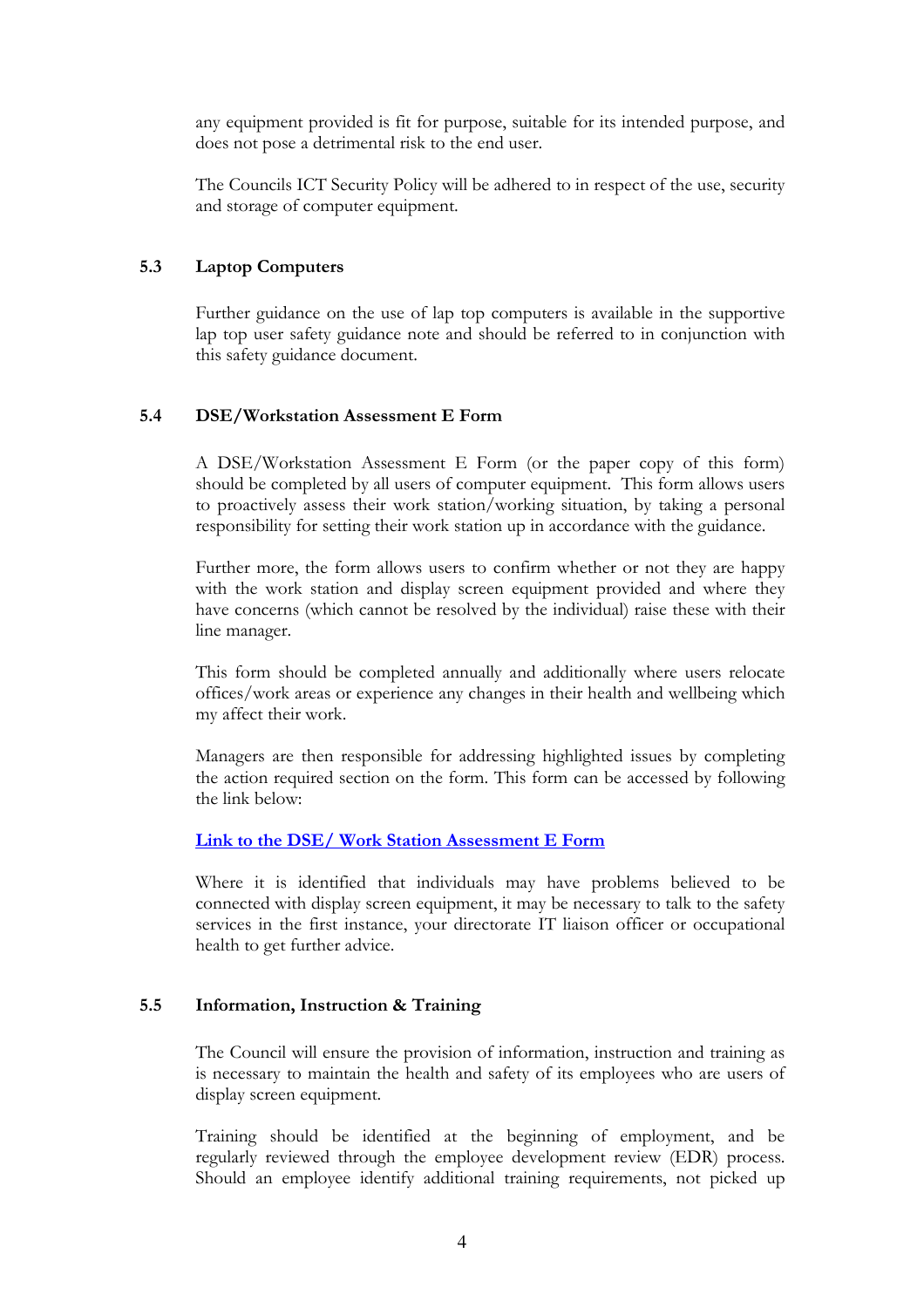any equipment provided is fit for purpose, suitable for its intended purpose, and does not pose a detrimental risk to the end user.

The Councils ICT Security Policy will be adhered to in respect of the use, security and storage of computer equipment.

### 5.3 Laptop Computers

Further guidance on the use of lap top computers is available in the supportive lap top user safety guidance note and should be referred to in conjunction with this safety guidance document.

### 5.4 DSE/Workstation Assessment E Form

A DSE/Workstation Assessment E Form (or the paper copy of this form) should be completed by all users of computer equipment. This form allows users to proactively assess their work station/working situation, by taking a personal responsibility for setting their work station up in accordance with the guidance.

Further more, the form allows users to confirm whether or not they are happy with the work station and display screen equipment provided and where they have concerns (which cannot be resolved by the individual) raise these with their line manager.

This form should be completed annually and additionally where users relocate offices/work areas or experience any changes in their health and wellbeing which my affect their work.

Managers are then responsible for addressing highlighted issues by completing the action required section on the form. This form can be accessed by following the link below:

**Link to the DSE/ Work Station Assessment E Form**

Where it is identified that individuals may have problems believed to be connected with display screen equipment, it may be necessary to talk to the safety services in the first instance, your directorate IT liaison officer or occupational health to get further advice.

### 5.5 Information, Instruction & Training

The Council will ensure the provision of information, instruction and training as is necessary to maintain the health and safety of its employees who are users of display screen equipment.

Training should be identified at the beginning of employment, and be regularly reviewed through the employee development review (EDR) process. Should an employee identify additional training requirements, not picked up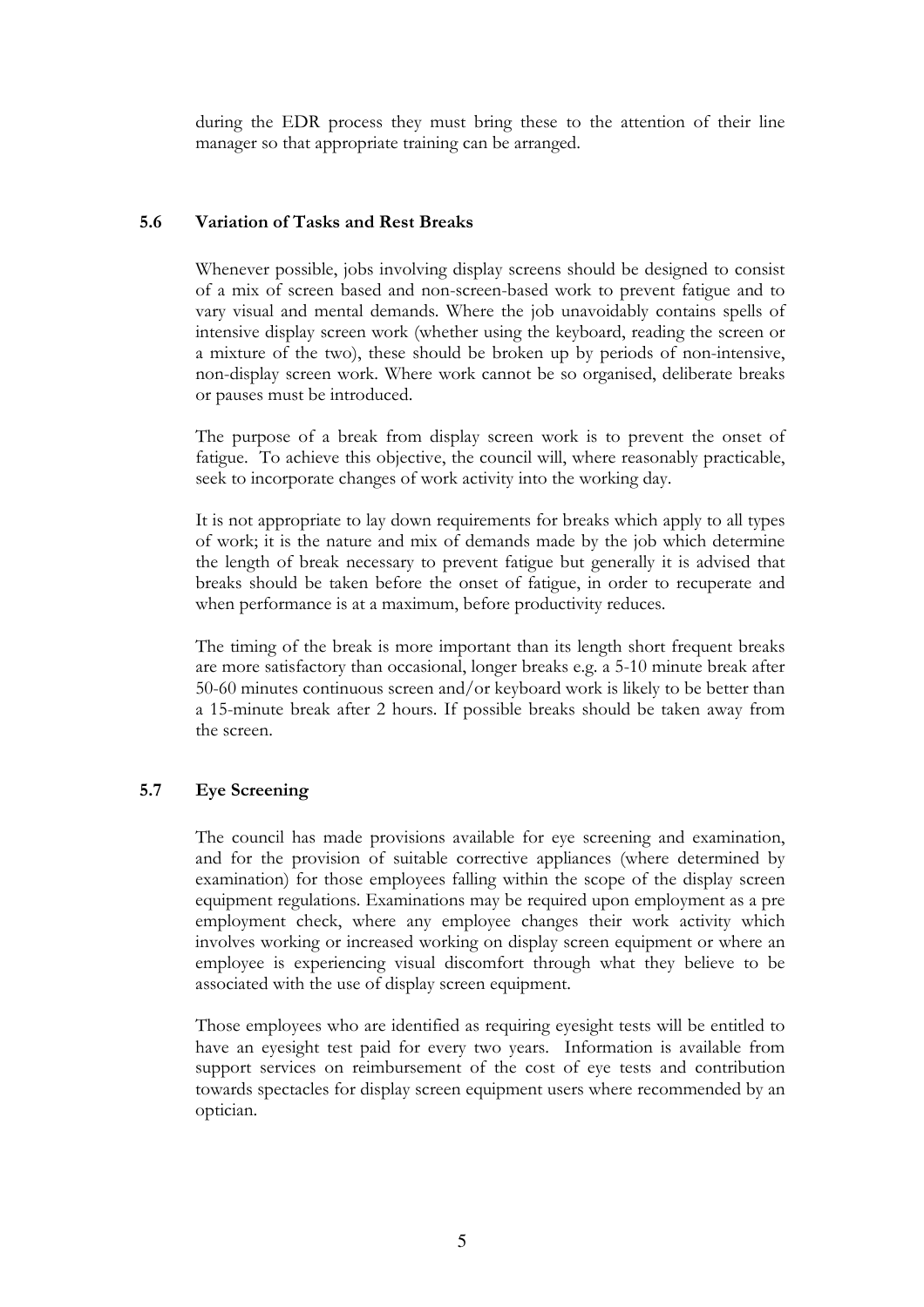during the EDR process they must bring these to the attention of their line manager so that appropriate training can be arranged.

### 5.6 Variation of Tasks and Rest Breaks

Whenever possible, jobs involving display screens should be designed to consist of a mix of screen based and non-screen-based work to prevent fatigue and to vary visual and mental demands. Where the job unavoidably contains spells of intensive display screen work (whether using the keyboard, reading the screen or a mixture of the two), these should be broken up by periods of non-intensive, non-display screen work. Where work cannot be so organised, deliberate breaks or pauses must be introduced.

The purpose of a break from display screen work is to prevent the onset of fatigue. To achieve this objective, the council will, where reasonably practicable, seek to incorporate changes of work activity into the working day.

It is not appropriate to lay down requirements for breaks which apply to all types of work; it is the nature and mix of demands made by the job which determine the length of break necessary to prevent fatigue but generally it is advised that breaks should be taken before the onset of fatigue, in order to recuperate and when performance is at a maximum, before productivity reduces.

The timing of the break is more important than its length short frequent breaks are more satisfactory than occasional, longer breaks e.g. a 5-10 minute break after 50-60 minutes continuous screen and/or keyboard work is likely to be better than a 15-minute break after 2 hours. If possible breaks should be taken away from the screen.

### 5.7 Eye Screening

The council has made provisions available for eye screening and examination, and for the provision of suitable corrective appliances (where determined by examination) for those employees falling within the scope of the display screen equipment regulations. Examinations may be required upon employment as a pre employment check, where any employee changes their work activity which involves working or increased working on display screen equipment or where an employee is experiencing visual discomfort through what they believe to be associated with the use of display screen equipment.

Those employees who are identified as requiring eyesight tests will be entitled to have an eyesight test paid for every two years. Information is available from support services on reimbursement of the cost of eye tests and contribution towards spectacles for display screen equipment users where recommended by an optician.